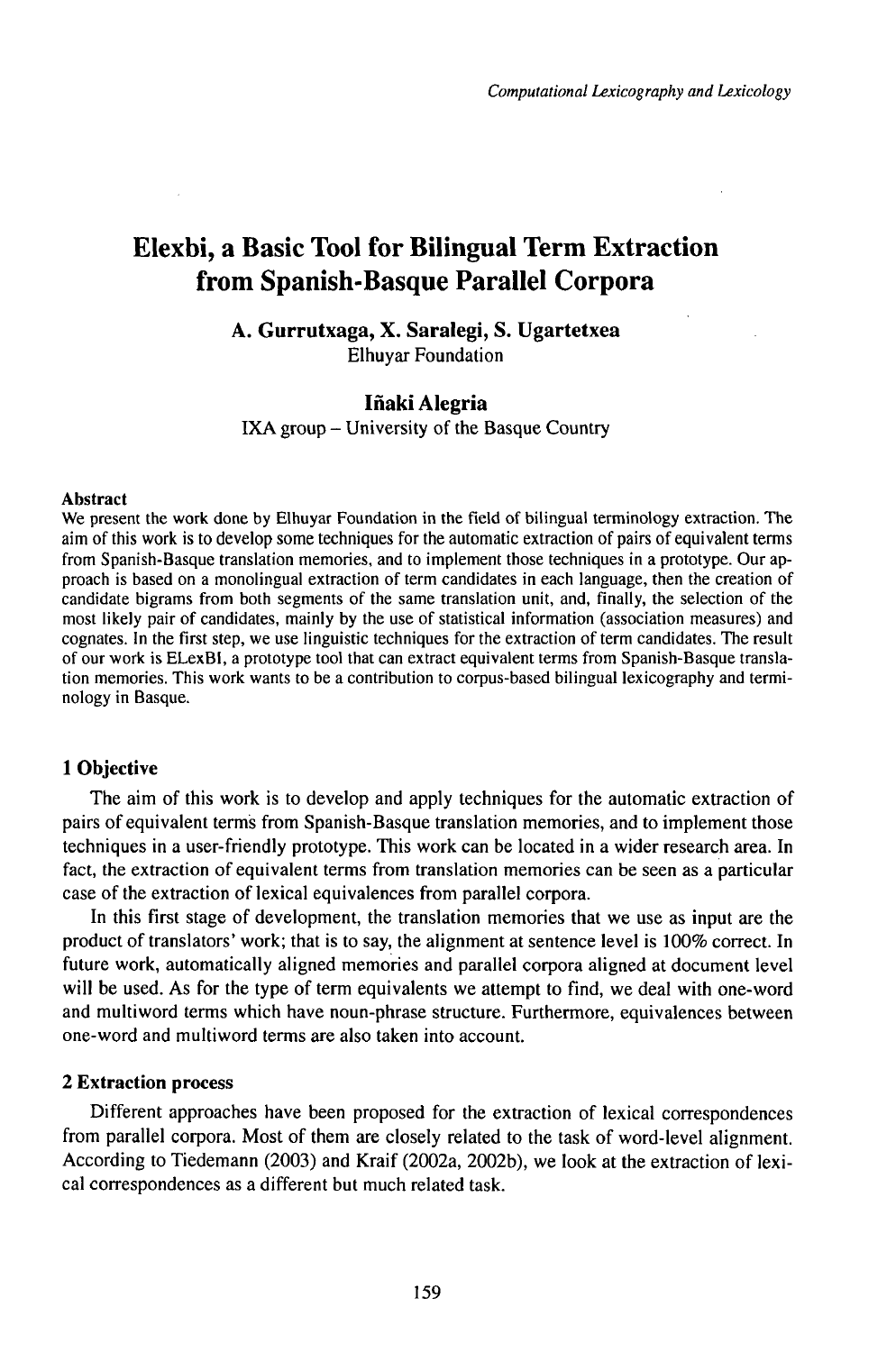# Elexbi, a Basic Tool for Bilingual Term Extraction from Spanish-Basque Parallel Corpora

**A. Gurrutxaga, X. Saralegi, S. Ugartetxea**
Elhuyar Foundation

**Iñaki Alegria**
IXA group – University of the Basque Country

## Abstract

We present the work done by Elhuyar Foundation in the field of bilingual terminology extraction. The aim of this work is to develop some techniques for the automatic extraction of pairs of equivalent terms from Spanish-Basque translation memories, and to implement those techniques in a prototype. Our approach is based on a monolingual extraction of term candidates in each language, then the creation of candidate bigrams from both segments of the same translation unit, and, finally, the selection of the most likely pair of candidates, mainly by the use of statistical information (association measures) and cognates. In the first step, we use linguistic techniques for the extraction of term candidates. The result of our work is ELexBI, a prototype tool that can extract equivalent terms from Spanish-Basque translation memories. This work wants to be a contribution to corpus-based bilingual lexicography and terminology in Basque.

## 1 Objective

The aim of this work is to develop and apply techniques for the automatic extraction of pairs of equivalent terms from Spanish-Basque translation memories, and to implement those techniques in a user-friendly prototype. This work can be located in a wider research area. In fact, the extraction of equivalent terms from translation memories can be seen as a particular case of the extraction of lexical equivalences from parallel corpora.

In this first stage of development, the translation memories that we use as input are the product of translators' work; that is to say, the alignment at sentence level is 100% correct. In future work, automatically aligned memories and parallel corpora aligned at document level will be used. As for the type of term equivalents we attempt to find, we deal with one-word and multiword terms which have noun-phrase structure. Furthermore, equivalences between one-word and multiword terms are also taken into account.

## 2 Extraction process

Different approaches have been proposed for the extraction of lexical correspondences from parallel corpora. Most of them are closely related to the task of word-level alignment. According to Tiedemann (2003) and Kraif (2002a, 2002b), we look at the extraction of lexical correspondences as a different but much related task.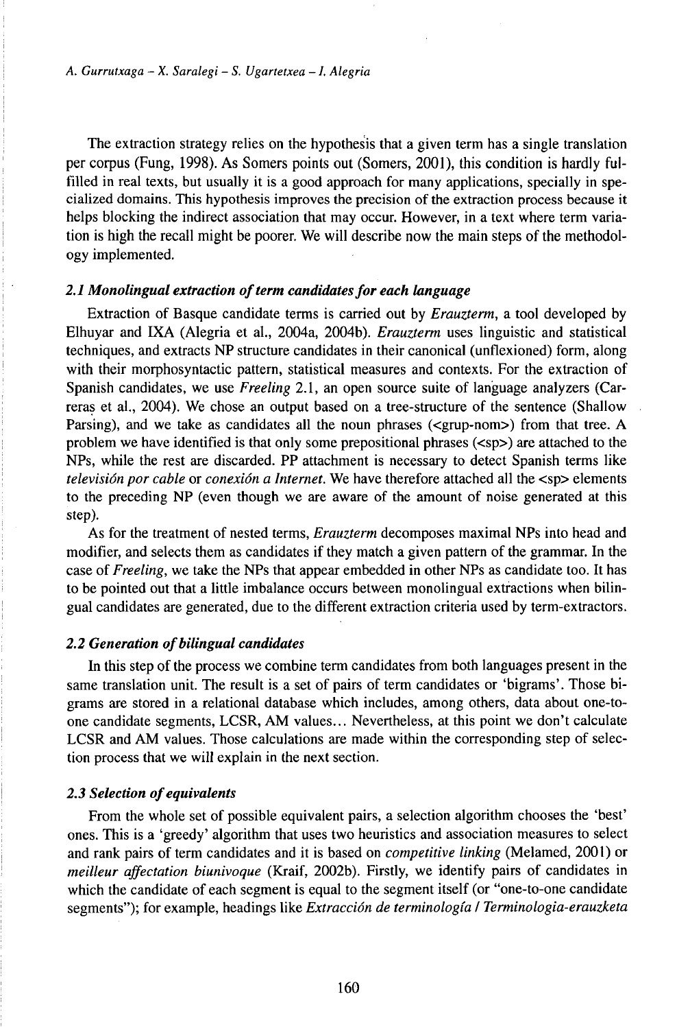The extraction strategy relies on the hypothesis that a given term has a single translation per corpus (Fung, 1998). As Somers points out (Somers, 2001), this condition is hardly fulfilled in real texts, but usually it is a good approach for many applications, specially in specialized domains. This hypothesis improves the precision of the extraction process because it helps blocking the indirect association that may occur. However, in a text where term variation is high the recall might be poorer. We will describe now the main steps of the methodology implemented.

### *2.1 Monolingual extraction of term candidates for each language*

Extraction of Basque candidate terms is carried out by *Erauzterm*, a tool developed by Elhuyar and IXA (Alegria et al., 2004a, 2004b). *Erauzterm* uses linguistic and statistical techniques, and extracts NP structure candidates in their canonical (unflexioned) form, along with their morphosyntactic pattern, statistical measures and contexts. For the extraction of Spanish candidates, we use *Freeling* 2.1, an open source suite of language analyzers (Carreras et al., 2004). We chose an output based on a tree-structure of the sentence (Shallow Parsing), and we take as candidates all the noun phrases (<grup-nom>) from that tree. A problem we have identified is that only some prepositional phrases (<sp>) are attached to the NPs, while the rest are discarded. PP attachment is necessary to detect Spanish terms like *televisión por cable* or *conexión a Internet.* We have therefore attached all the <sp> elements to the preceding NP (even though we are aware of the amount of noise generated at this step).

As for the treatment of nested terms, *Erauzterm* decomposes maximal NPs into head and modifier, and selects them as candidates if they match a given pattern of the grammar. In the case of *Freeling*, we take the NPs that appear embedded in other NPs as candidate too. It has to be pointed out that a little imbalance occurs between monolingual extractions when bilingual candidates are generated, due to the different extraction criteria used by term-extractors.

### *2.2 Generation of bilingual candidates*

In this step of the process we combine term candidates from both languages present in the same translation unit. The result is a set of pairs of term candidates or 'bigrams'. Those bigrams are stored in a relational database which includes, among others, data about one-to-one candidate segments, LCSR, AM values... Nevertheless, at this point we don't calculate LCSR and AM values. Those calculations are made within the corresponding step of selection process that we will explain in the next section.

### *2.3 Selection of equivalents*

From the whole set of possible equivalent pairs, a selection algorithm chooses the 'best' ones. This is a 'greedy' algorithm that uses two heuristics and association measures to select and rank pairs of term candidates and it is based on *competitive linking* (Melamed, 2001) or *meilleur affectation biunivoque* (Kraif, 2002b). Firstly, we identify pairs of candidates in which the candidate of each segment is equal to the segment itself (or "one-to-one candidate segments"); for example, headings like *Extracción de terminología / Terminologia-erauzketa*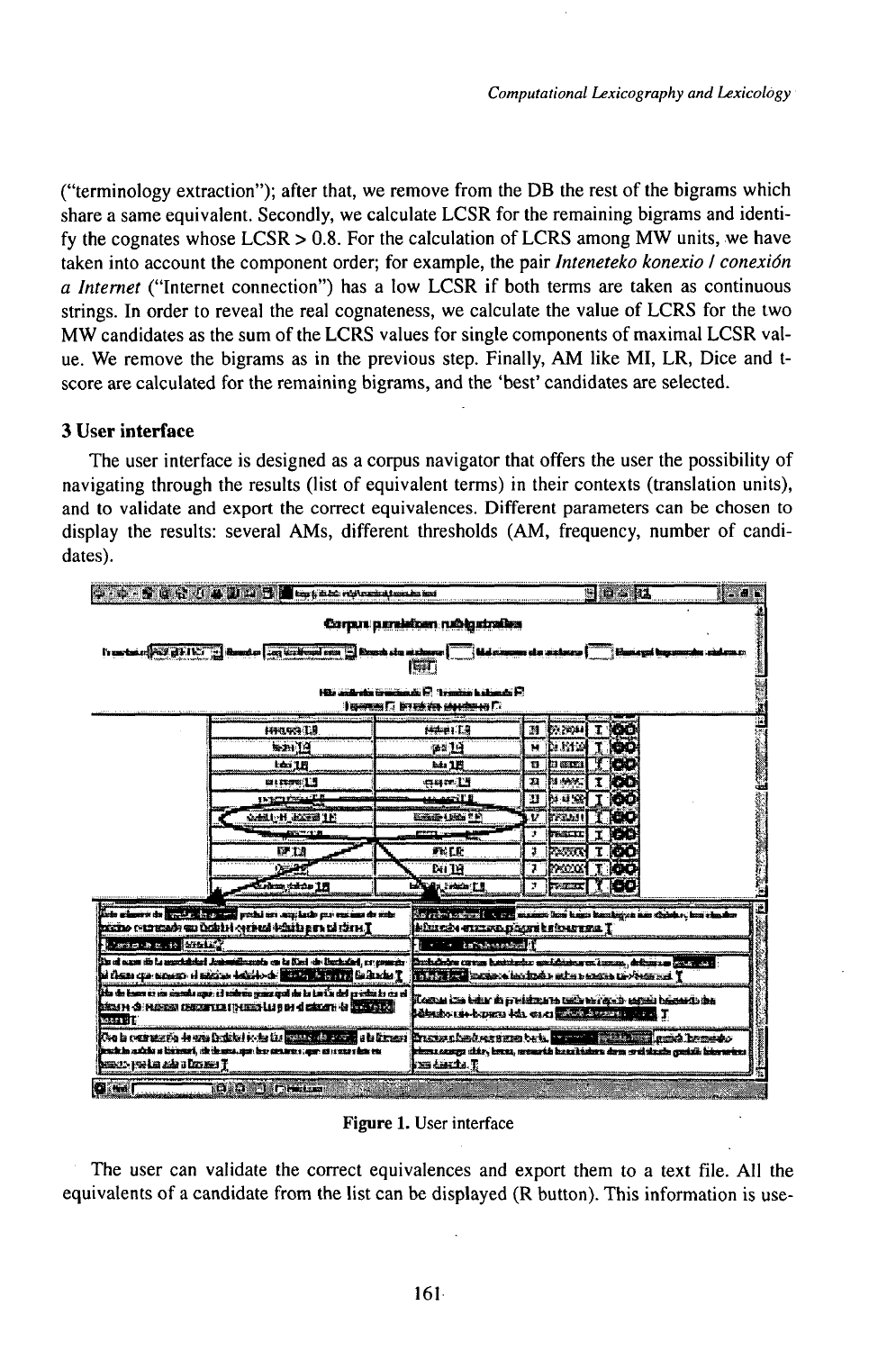("terminology extraction"); after that, we remove from the DB the rest of the bigrams which share a same equivalent. Secondly, we calculate LCSR for the remaining bigrams and identify the cognates whose LCSR > 0.8. For the calculation of LCRS among MW units, we have taken into account the component order; for example, the pair *Inteneteko konexio / conexión a Internet* ("Internet connection") has a low LCSR if both terms are taken as continuous strings. In order to reveal the real cognateness, we calculate the value of LCRS for the two MW candidates as the sum of the LCRS values for single components of maximal LCSR value. We remove the bigrams as in the previous step. Finally, AM like MI, LR, Dice and t-score are calculated for the remaining bigrams, and the 'best' candidates are selected.

## 3 User interface

The user interface is designed as a corpus navigator that offers the user the possibility of navigating through the results (list of equivalent terms) in their contexts (translation units), and to validate and export the correct equivalences. Different parameters can be chosen to display the results: several AMs, different thresholds (AM, frequency, number of candidates).

Figure 1. User interface

The user can validate the correct equivalences and export them to a text file. All the equivalents of a candidate from the list can be displayed (R button). This information is use-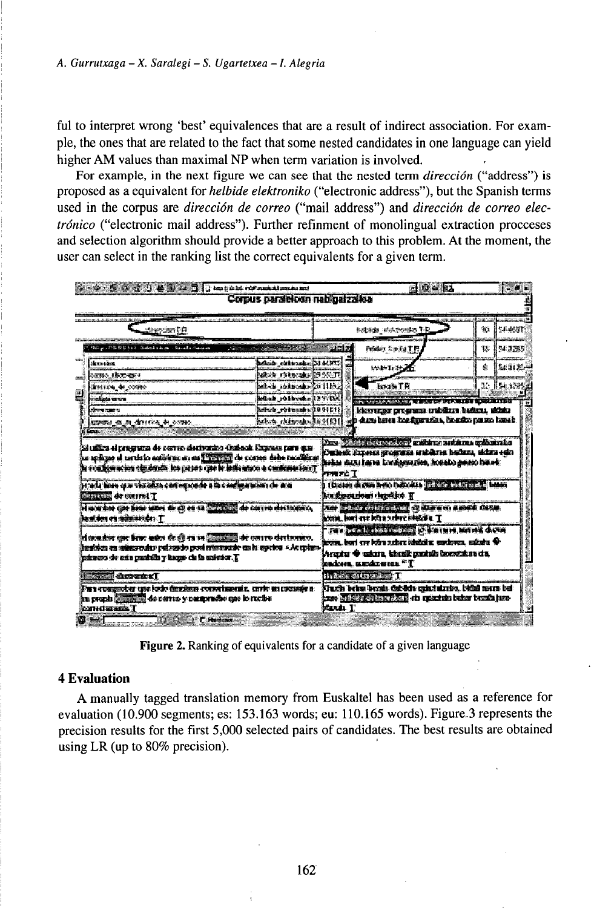ful to interpret wrong 'best' equivalences that are a result of indirect association. For example, the ones that are related to the fact that some nested candidates in one language can yield higher AM values than maximal NP when term variation is involved.

For example, in the next figure we can see that the nested term *dirección* ("address") is proposed as a equivalent for *helbide elektroniko* ("electronic address"), but the Spanish terms used in the corpus are *dirección de correo* ("mail address") and *dirección de correo electrónico* ("electronic mail address"). Further refinment of monolingual extraction procceses and selection algorithm should provide a better approach to this problem. At the moment, the user can select in the ranking list the correct equivalents for a given term.

**Figure 2.** Ranking of equivalents for a candidate of a given language

## 4 Evaluation

A manually tagged translation memory from Euskaltel has been used as a reference for evaluation (10.900 segments; es: 153.163 words; eu: 110.165 words). Figure 3 represents the precision results for the first 5,000 selected pairs of candidates. The best results are obtained using LR (up to 80% precision).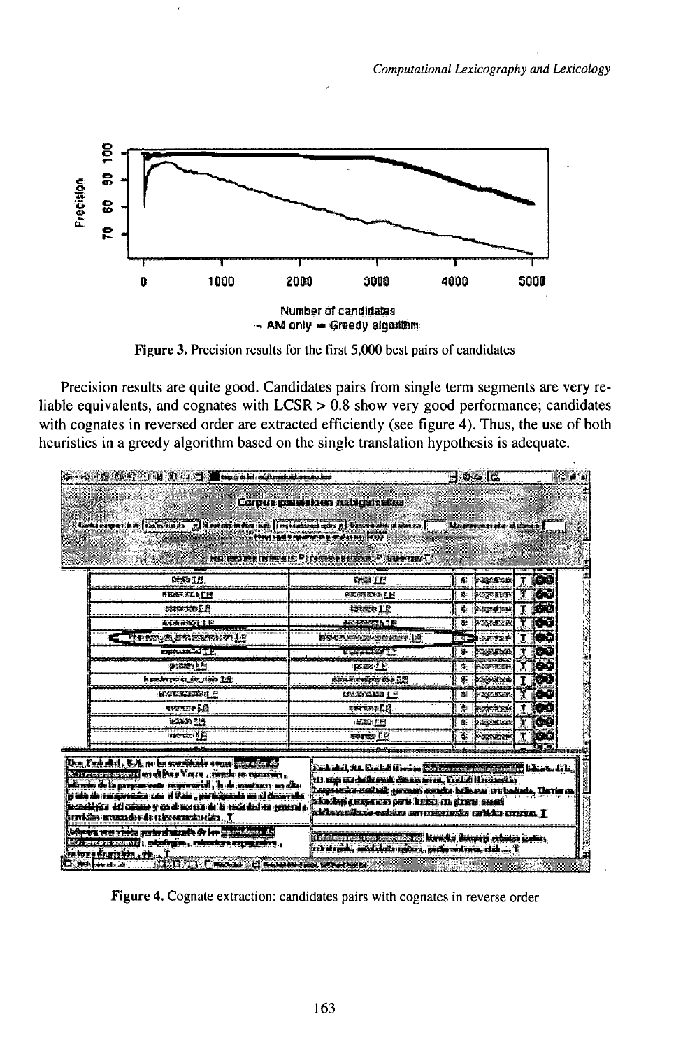Figure 3. Precision results for the first 5,000 best pairs of candidates

Precision results are quite good. Candidates pairs from single term segments are very reliable equivalents, and cognates with LCSR > 0.8 show very good performance; candidates with cognates in reversed order are extracted efficiently (see figure 4). Thus, the use of both heuristics in a greedy algorithm based on the single translation hypothesis is adequate.

Figure 4. Cognate extraction: candidates pairs with cognates in reverse order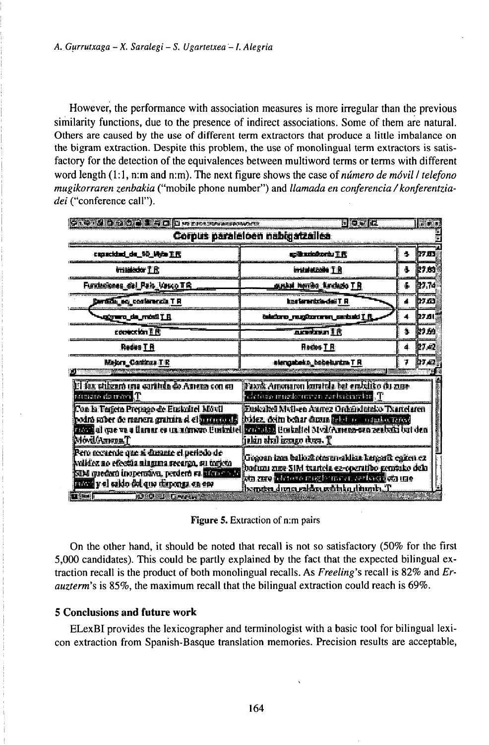However, the performance with association measures is more irregular than the previous similarity functions, due to the presence of indirect associations. Some of them are natural. Others are caused by the use of different term extractors that produce a little imbalance on the bigram extraction. Despite this problem, the use of monolingual term extractors is satisfactory for the detection of the equivalences between multiword terms or terms with different word length (1:1, n:m and n:m). The next figure shows the case of *número de móvil / telefono mugikorraren zenbakia* ("mobile phone number") and *llamada en conferencia / konferentzia-dei* ("conference call").

Figure 5. Extraction of n:m pairs

On the other hand, it should be noted that recall is not so satisfactory (50% for the first 5,000 candidates). This could be partly explained by the fact that the expected bilingual extraction recall is the product of both monolingual recalls. As *Freeling*'s recall is 82% and *Erauzterm*'s is 85%, the maximum recall that the bilingual extraction could reach is 69%.

## 5 Conclusions and future work

ELexBI provides the lexicographer and terminologist with a basic tool for bilingual lexicon extraction from Spanish-Basque translation memories. Precision results are acceptable,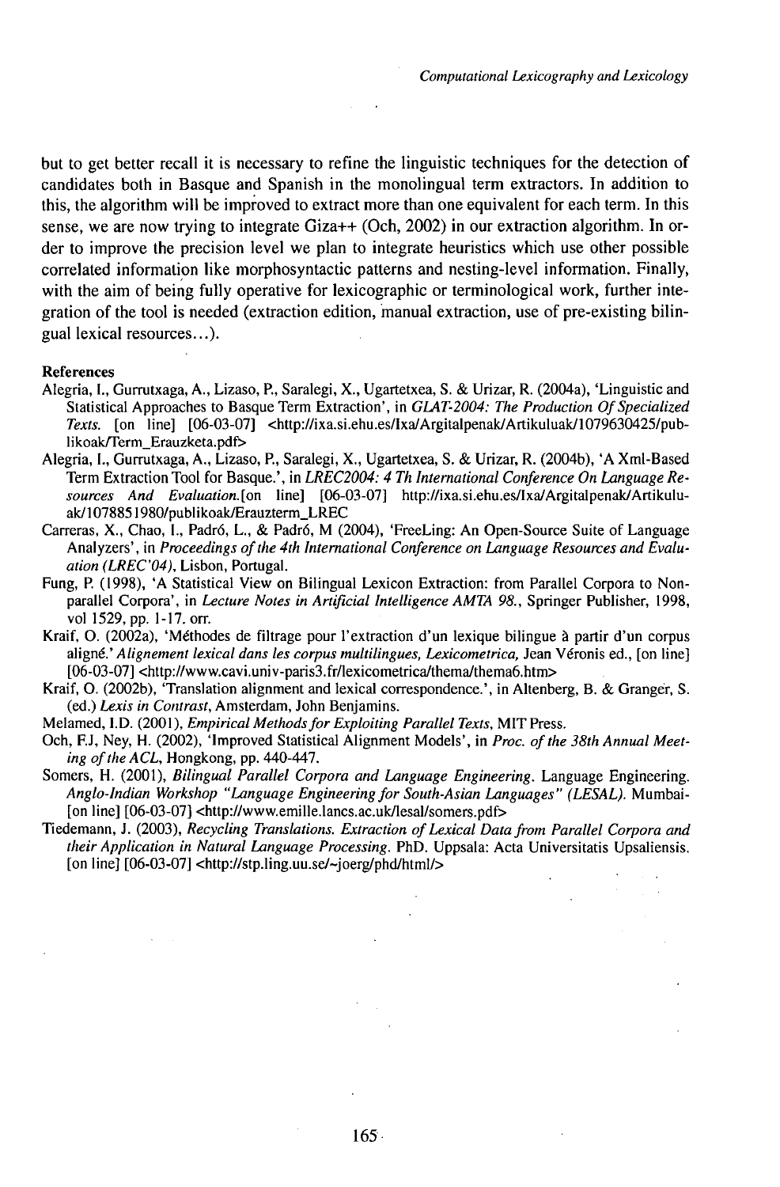but to get better recall it is necessary to refine the linguistic techniques for the detection of candidates both in Basque and Spanish in the monolingual term extractors. In addition to this, the algorithm will be improved to extract more than one equivalent for each term. In this sense, we are now trying to integrate Giza++ (Och, 2002) in our extraction algorithm. In order to improve the precision level we plan to integrate heuristics which use other possible correlated information like morphosyntactic patterns and nesting-level information. Finally, with the aim of being fully operative for lexicographic or terminological work, further integration of the tool is needed (extraction edition, manual extraction, use of pre-existing bilingual lexical resources...).

**References**

Alegria, I., Gurrutxaga, A., Lizaso, P., Saralegi, X., Ugartetxea, S. & Urizar, R. (2004a), 'Linguistic and Statistical Approaches to Basque Term Extraction', in *GLAT-2004: The Production Of Specialized Texts.* [on line] [06-03-07] <http://ixa.si.ehu.es/Ixa/Argitalpenak/Artikuluak/1079630425/publikoak/Term_Erauzketa.pdf>

Alegria, I., Gurrutxaga, A., Lizaso, P., Saralegi, X., Ugartetxea, S. & Urizar, R. (2004b), 'A Xml-Based Term Extraction Tool for Basque.', in *LREC2004: 4 Th International Conference On Language Resources And Evaluation.*[on line] [06-03-07] http://ixa.si.ehu.es/Ixa/Argitalpenak/Artikuluak/1078851980/publikoak/Erauzterm_LREC

Carreras, X., Chao, I., Padró, L., & Padró, M (2004), 'FreeLing: An Open-Source Suite of Language Analyzers', in *Proceedings of the 4th International Conference on Language Resources and Evaluation (LREC'04)*, Lisbon, Portugal.

Fung, P. (1998), 'A Statistical View on Bilingual Lexicon Extraction: from Parallel Corpora to Non-parallel Corpora', in *Lecture Notes in Artificial Intelligence AMTA 98.*, Springer Publisher, 1998, vol 1529, pp. 1-17. orr.

Kraif, O. (2002a), 'Méthodes de filtrage pour l'extraction d'un lexique bilingue à partir d'un corpus aligné.' *Alignement lexical dans les corpus multilingues, Lexicometrica,* Jean Véronis ed., [on line] [06-03-07] <http://www.cavi.univ-paris3.fr/lexicometrica/thema/thema6.htm>

Kraif, O. (2002b), 'Translation alignment and lexical correspondence.', in Altenberg, B. & Granger, S. (ed.) *Lexis in Contrast*, Amsterdam, John Benjamins.

Melamed, I.D. (2001), *Empirical Methods for Exploiting Parallel Texts*, MIT Press.

Och, F.J, Ney, H. (2002), 'Improved Statistical Alignment Models', in *Proc. of the 38th Annual Meeting of the ACL*, Hongkong, pp. 440-447.

Somers, H. (2001), *Bilingual Parallel Corpora and Language Engineering*. Language Engineering. *Anglo-Indian Workshop "Language Engineering for South-Asian Languages" (LESAL).* Mumbai-[on line] [06-03-07] <http://www.emille.lancs.ac.uk/lesal/somers.pdf>

Tiedemann, J. (2003), *Recycling Translations. Extraction of Lexical Data from Parallel Corpora and their Application in Natural Language Processing.* PhD. Uppsala: Acta Universitatis Upsaliensis. [on line] [06-03-07] <http://stp.ling.uu.se/~joerg/phd/html/>